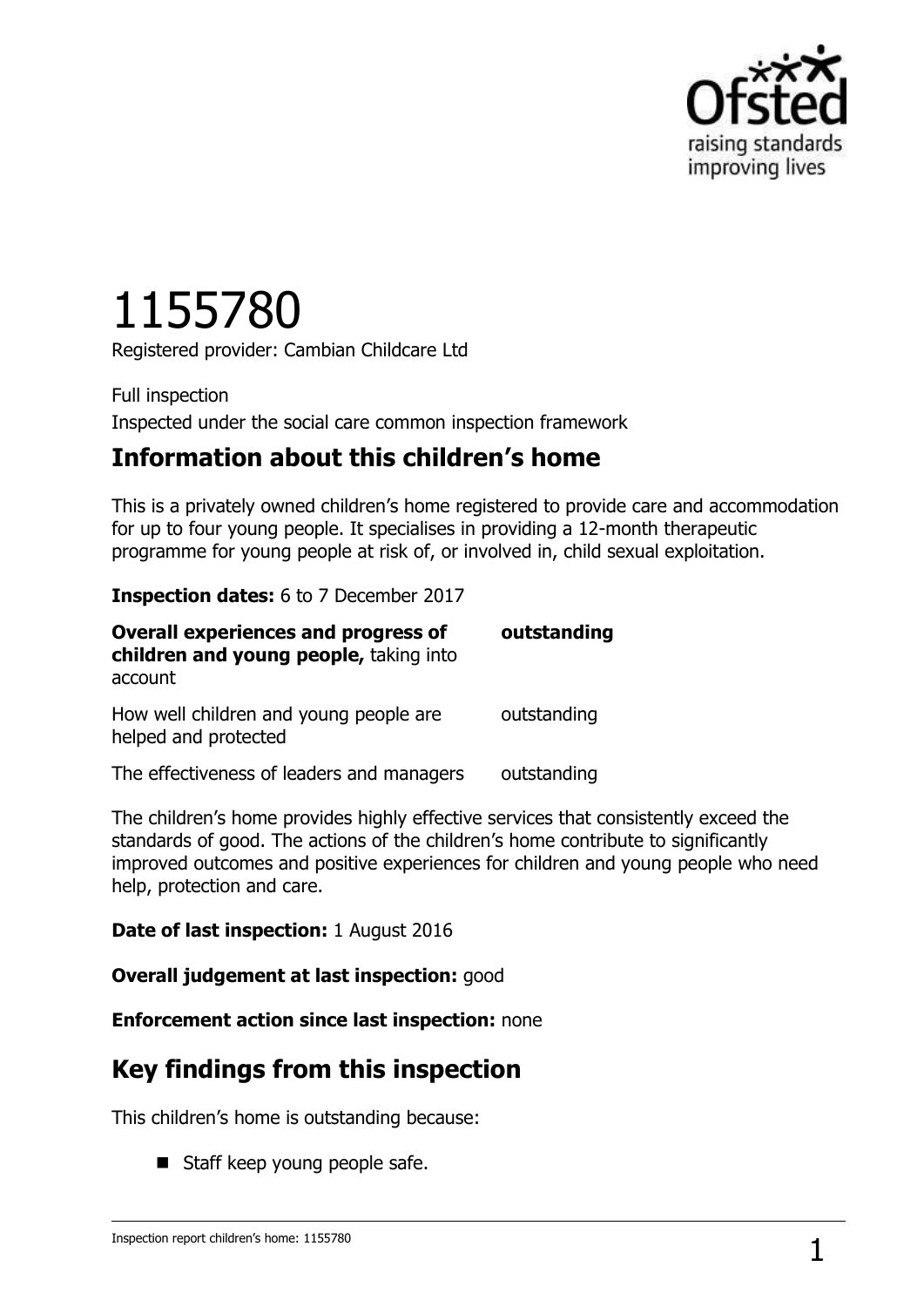# 1155780

Registered provider: Cambian Childcare Ltd

Full inspection

Inspected under the social care common inspection framework

## Information about this children's home

This is a privately owned children's home registered to provide care and accommodation for up to four young people. It specialises in providing a 12-month therapeutic programme for young people at risk of, or involved in, child sexual exploitation.

**Inspection dates:** 6 to 7 December 2017

| | |
|---|---|
| **Overall experiences and progress of children and young people,** taking into account | **outstanding** |
| How well children and young people are helped and protected | outstanding |
| The effectiveness of leaders and managers | outstanding |

The children's home provides highly effective services that consistently exceed the standards of good. The actions of the children's home contribute to significantly improved outcomes and positive experiences for children and young people who need help, protection and care.

**Date of last inspection:** 1 August 2016

**Overall judgement at last inspection:** good

**Enforcement action since last inspection:** none

## Key findings from this inspection

This children's home is outstanding because:

- Staff keep young people safe.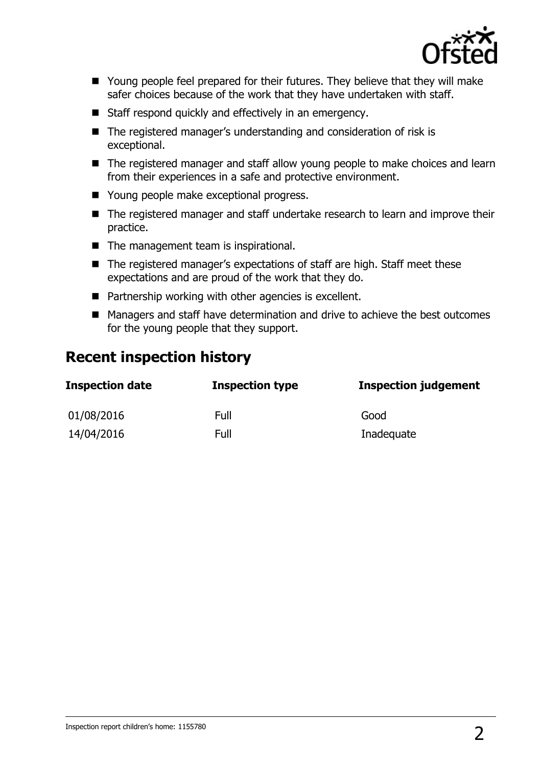- Young people feel prepared for their futures. They believe that they will make safer choices because of the work that they have undertaken with staff.
- Staff respond quickly and effectively in an emergency.
- The registered manager's understanding and consideration of risk is exceptional.
- The registered manager and staff allow young people to make choices and learn from their experiences in a safe and protective environment.
- Young people make exceptional progress.
- The registered manager and staff undertake research to learn and improve their practice.
- The management team is inspirational.
- The registered manager's expectations of staff are high. Staff meet these expectations and are proud of the work that they do.
- Partnership working with other agencies is excellent.
- Managers and staff have determination and drive to achieve the best outcomes for the young people that they support.

## Recent inspection history

| Inspection date | Inspection type | Inspection judgement |
| --- | --- | --- |
| 01/08/2016 | Full | Good |
| 14/04/2016 | Full | Inadequate |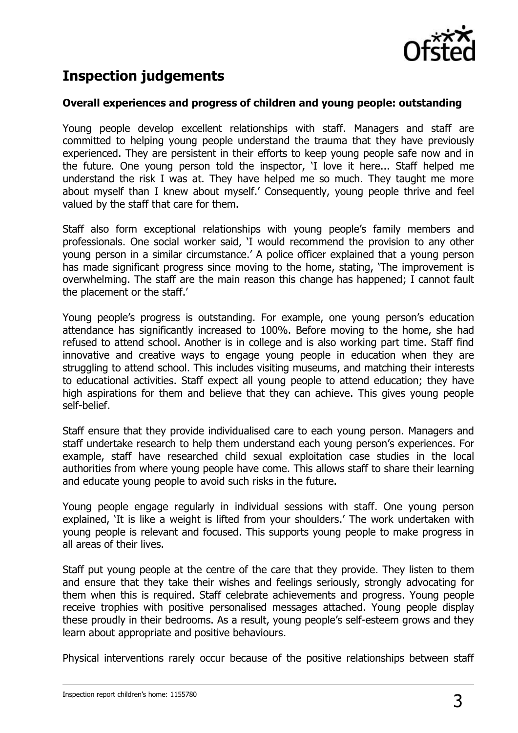## Inspection judgements

### Overall experiences and progress of children and young people: outstanding

Young people develop excellent relationships with staff. Managers and staff are committed to helping young people understand the trauma that they have previously experienced. They are persistent in their efforts to keep young people safe now and in the future. One young person told the inspector, 'I love it here... Staff helped me understand the risk I was at. They have helped me so much. They taught me more about myself than I knew about myself.' Consequently, young people thrive and feel valued by the staff that care for them.

Staff also form exceptional relationships with young people's family members and professionals. One social worker said, 'I would recommend the provision to any other young person in a similar circumstance.' A police officer explained that a young person has made significant progress since moving to the home, stating, 'The improvement is overwhelming. The staff are the main reason this change has happened; I cannot fault the placement or the staff.'

Young people's progress is outstanding. For example, one young person's education attendance has significantly increased to 100%. Before moving to the home, she had refused to attend school. Another is in college and is also working part time. Staff find innovative and creative ways to engage young people in education when they are struggling to attend school. This includes visiting museums, and matching their interests to educational activities. Staff expect all young people to attend education; they have high aspirations for them and believe that they can achieve. This gives young people self-belief.

Staff ensure that they provide individualised care to each young person. Managers and staff undertake research to help them understand each young person's experiences. For example, staff have researched child sexual exploitation case studies in the local authorities from where young people have come. This allows staff to share their learning and educate young people to avoid such risks in the future.

Young people engage regularly in individual sessions with staff. One young person explained, 'It is like a weight is lifted from your shoulders.' The work undertaken with young people is relevant and focused. This supports young people to make progress in all areas of their lives.

Staff put young people at the centre of the care that they provide. They listen to them and ensure that they take their wishes and feelings seriously, strongly advocating for them when this is required. Staff celebrate achievements and progress. Young people receive trophies with positive personalised messages attached. Young people display these proudly in their bedrooms. As a result, young people's self-esteem grows and they learn about appropriate and positive behaviours.

Physical interventions rarely occur because of the positive relationships between staff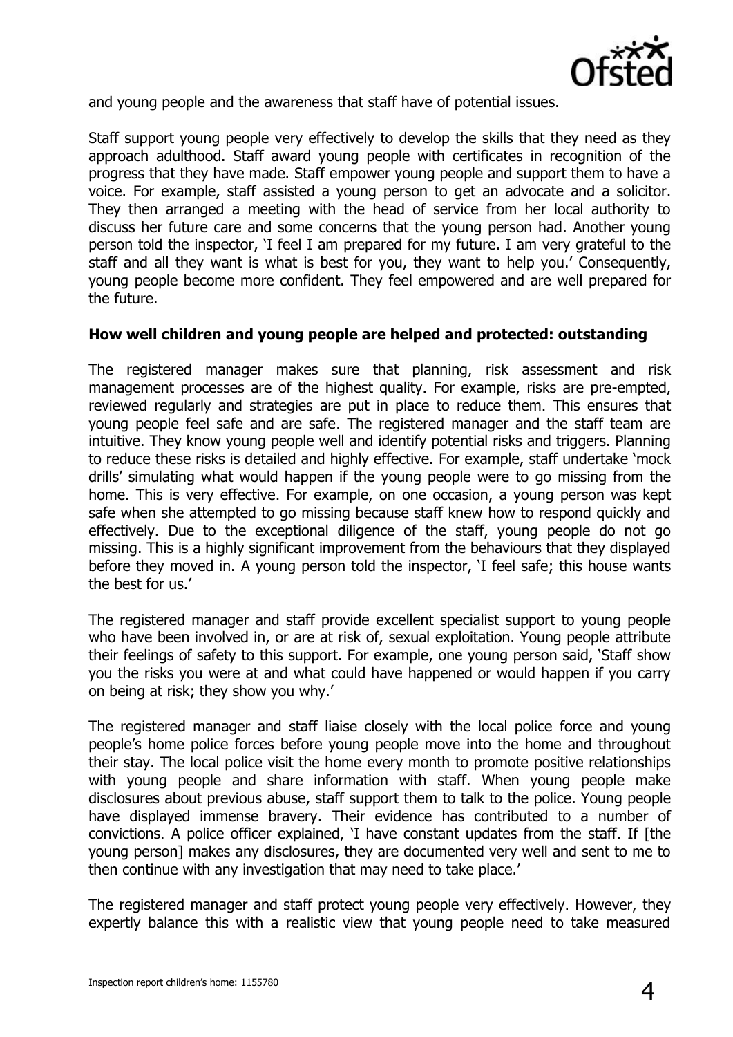and young people and the awareness that staff have of potential issues.

Staff support young people very effectively to develop the skills that they need as they approach adulthood. Staff award young people with certificates in recognition of the progress that they have made. Staff empower young people and support them to have a voice. For example, staff assisted a young person to get an advocate and a solicitor. They then arranged a meeting with the head of service from her local authority to discuss her future care and some concerns that the young person had. Another young person told the inspector, 'I feel I am prepared for my future. I am very grateful to the staff and all they want is what is best for you, they want to help you.' Consequently, young people become more confident. They feel empowered and are well prepared for the future.

**How well children and young people are helped and protected: outstanding**

The registered manager makes sure that planning, risk assessment and risk management processes are of the highest quality. For example, risks are pre-empted, reviewed regularly and strategies are put in place to reduce them. This ensures that young people feel safe and are safe. The registered manager and the staff team are intuitive. They know young people well and identify potential risks and triggers. Planning to reduce these risks is detailed and highly effective. For example, staff undertake 'mock drills' simulating what would happen if the young people were to go missing from the home. This is very effective. For example, on one occasion, a young person was kept safe when she attempted to go missing because staff knew how to respond quickly and effectively. Due to the exceptional diligence of the staff, young people do not go missing. This is a highly significant improvement from the behaviours that they displayed before they moved in. A young person told the inspector, 'I feel safe; this house wants the best for us.'

The registered manager and staff provide excellent specialist support to young people who have been involved in, or are at risk of, sexual exploitation. Young people attribute their feelings of safety to this support. For example, one young person said, 'Staff show you the risks you were at and what could have happened or would happen if you carry on being at risk; they show you why.'

The registered manager and staff liaise closely with the local police force and young people's home police forces before young people move into the home and throughout their stay. The local police visit the home every month to promote positive relationships with young people and share information with staff. When young people make disclosures about previous abuse, staff support them to talk to the police. Young people have displayed immense bravery. Their evidence has contributed to a number of convictions. A police officer explained, 'I have constant updates from the staff. If [the young person] makes any disclosures, they are documented very well and sent to me to then continue with any investigation that may need to take place.'

The registered manager and staff protect young people very effectively. However, they expertly balance this with a realistic view that young people need to take measured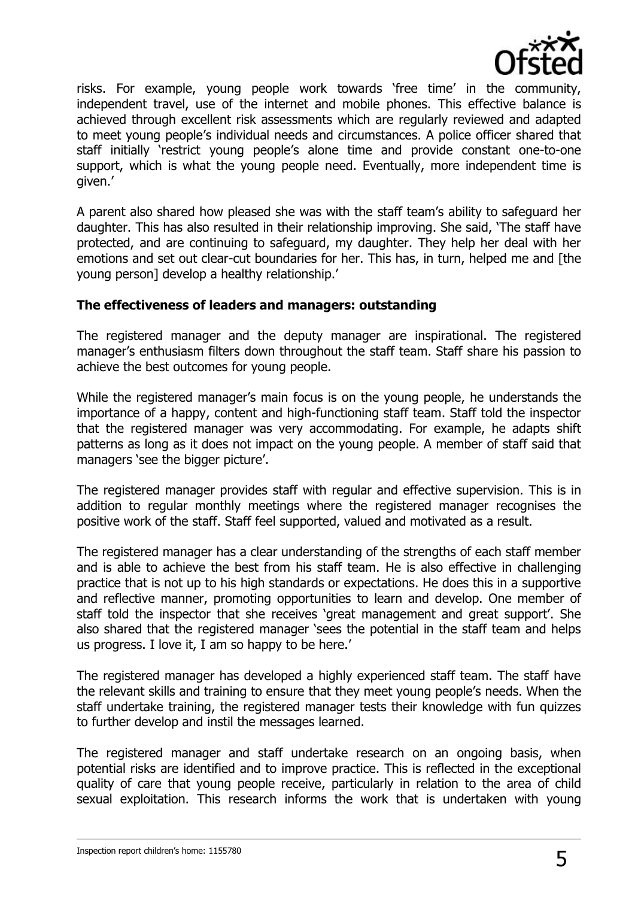risks. For example, young people work towards 'free time' in the community, independent travel, use of the internet and mobile phones. This effective balance is achieved through excellent risk assessments which are regularly reviewed and adapted to meet young people's individual needs and circumstances. A police officer shared that staff initially 'restrict young people's alone time and provide constant one-to-one support, which is what the young people need. Eventually, more independent time is given.'

A parent also shared how pleased she was with the staff team's ability to safeguard her daughter. This has also resulted in their relationship improving. She said, 'The staff have protected, and are continuing to safeguard, my daughter. They help her deal with her emotions and set out clear-cut boundaries for her. This has, in turn, helped me and [the young person] develop a healthy relationship.'

### The effectiveness of leaders and managers: outstanding

The registered manager and the deputy manager are inspirational. The registered manager's enthusiasm filters down throughout the staff team. Staff share his passion to achieve the best outcomes for young people.

While the registered manager's main focus is on the young people, he understands the importance of a happy, content and high-functioning staff team. Staff told the inspector that the registered manager was very accommodating. For example, he adapts shift patterns as long as it does not impact on the young people. A member of staff said that managers 'see the bigger picture'.

The registered manager provides staff with regular and effective supervision. This is in addition to regular monthly meetings where the registered manager recognises the positive work of the staff. Staff feel supported, valued and motivated as a result.

The registered manager has a clear understanding of the strengths of each staff member and is able to achieve the best from his staff team. He is also effective in challenging practice that is not up to his high standards or expectations. He does this in a supportive and reflective manner, promoting opportunities to learn and develop. One member of staff told the inspector that she receives 'great management and great support'. She also shared that the registered manager 'sees the potential in the staff team and helps us progress. I love it, I am so happy to be here.'

The registered manager has developed a highly experienced staff team. The staff have the relevant skills and training to ensure that they meet young people's needs. When the staff undertake training, the registered manager tests their knowledge with fun quizzes to further develop and instil the messages learned.

The registered manager and staff undertake research on an ongoing basis, when potential risks are identified and to improve practice. This is reflected in the exceptional quality of care that young people receive, particularly in relation to the area of child sexual exploitation. This research informs the work that is undertaken with young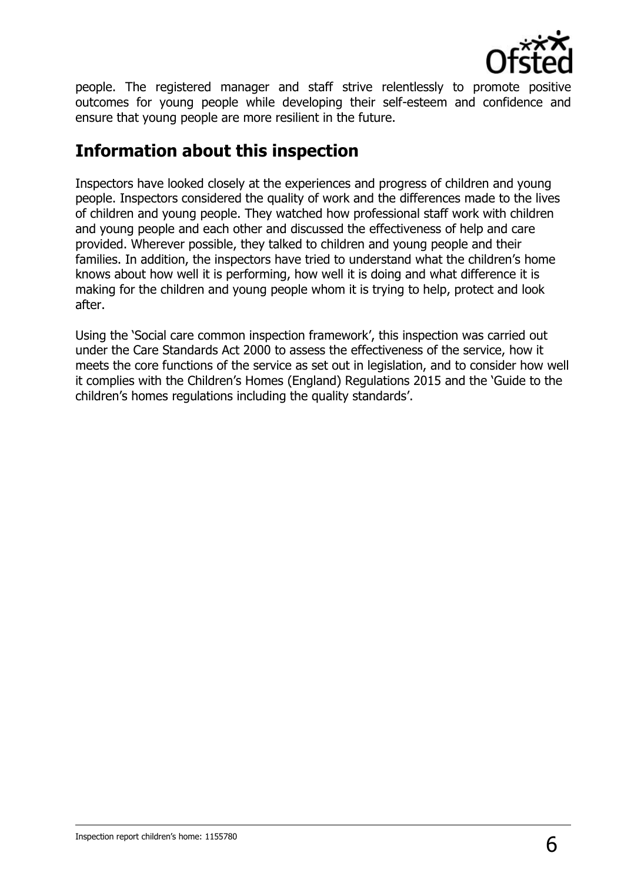people. The registered manager and staff strive relentlessly to promote positive outcomes for young people while developing their self-esteem and confidence and ensure that young people are more resilient in the future.

## Information about this inspection

Inspectors have looked closely at the experiences and progress of children and young people. Inspectors considered the quality of work and the differences made to the lives of children and young people. They watched how professional staff work with children and young people and each other and discussed the effectiveness of help and care provided. Wherever possible, they talked to children and young people and their families. In addition, the inspectors have tried to understand what the children's home knows about how well it is performing, how well it is doing and what difference it is making for the children and young people whom it is trying to help, protect and look after.

Using the 'Social care common inspection framework', this inspection was carried out under the Care Standards Act 2000 to assess the effectiveness of the service, how it meets the core functions of the service as set out in legislation, and to consider how well it complies with the Children's Homes (England) Regulations 2015 and the 'Guide to the children's homes regulations including the quality standards'.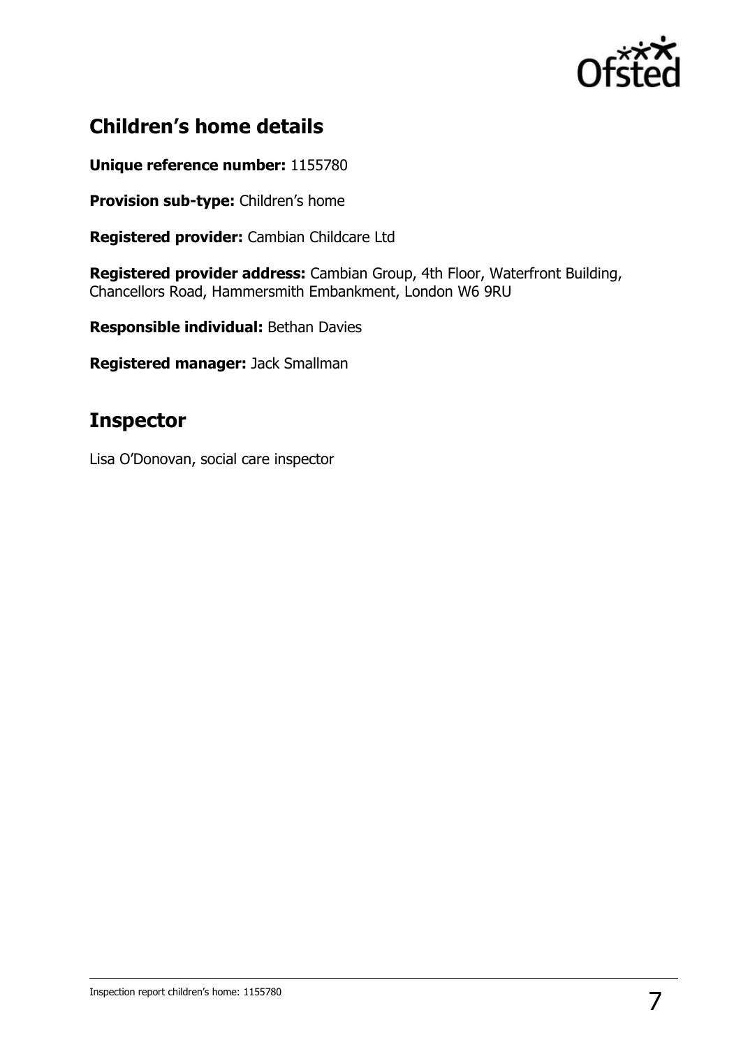## Children's home details

**Unique reference number:** 1155780

**Provision sub-type:** Children's home

**Registered provider:** Cambian Childcare Ltd

**Registered provider address:** Cambian Group, 4th Floor, Waterfront Building, Chancellors Road, Hammersmith Embankment, London W6 9RU

**Responsible individual:** Bethan Davies

**Registered manager:** Jack Smallman

## Inspector

Lisa O'Donovan, social care inspector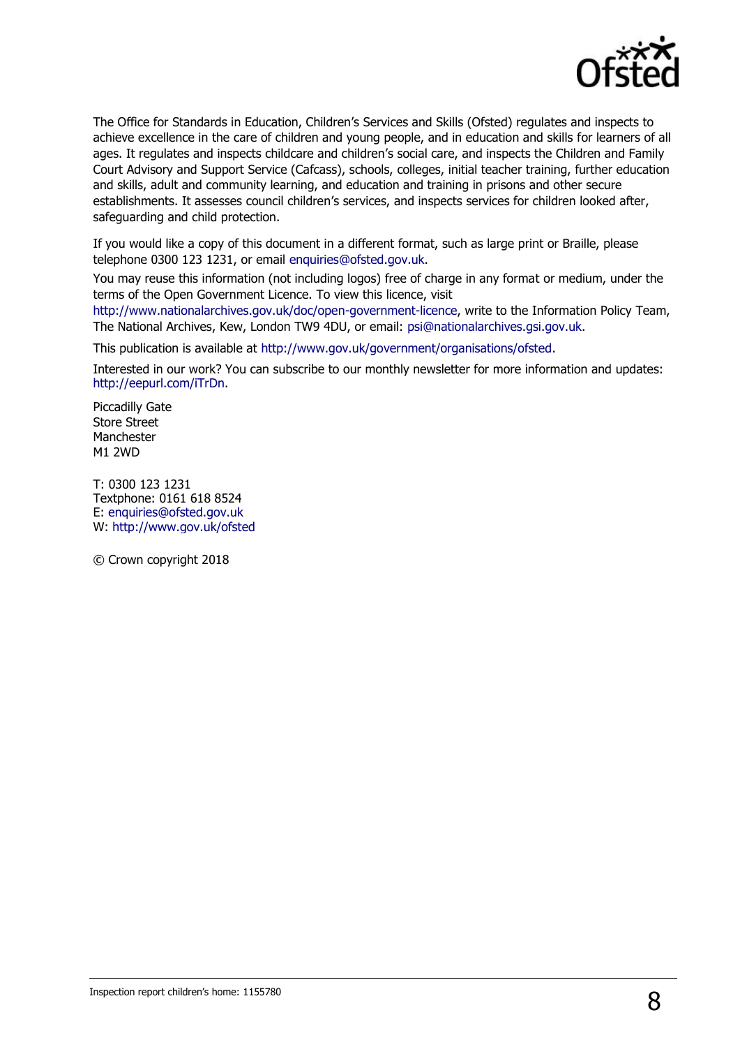The Office for Standards in Education, Children's Services and Skills (Ofsted) regulates and inspects to achieve excellence in the care of children and young people, and in education and skills for learners of all ages. It regulates and inspects childcare and children's social care, and inspects the Children and Family Court Advisory and Support Service (Cafcass), schools, colleges, initial teacher training, further education and skills, adult and community learning, and education and training in prisons and other secure establishments. It assesses council children's services, and inspects services for children looked after, safeguarding and child protection.

If you would like a copy of this document in a different format, such as large print or Braille, please telephone 0300 123 1231, or email enquiries@ofsted.gov.uk.

You may reuse this information (not including logos) free of charge in any format or medium, under the terms of the Open Government Licence. To view this licence, visit http://www.nationalarchives.gov.uk/doc/open-government-licence, write to the Information Policy Team, The National Archives, Kew, London TW9 4DU, or email: psi@nationalarchives.gsi.gov.uk.

This publication is available at http://www.gov.uk/government/organisations/ofsted.

Interested in our work? You can subscribe to our monthly newsletter for more information and updates: http://eepurl.com/iTrDn.

Piccadilly Gate
Store Street
Manchester
M1 2WD

T: 0300 123 1231
Textphone: 0161 618 8524
E: enquiries@ofsted.gov.uk
W: http://www.gov.uk/ofsted

© Crown copyright 2018